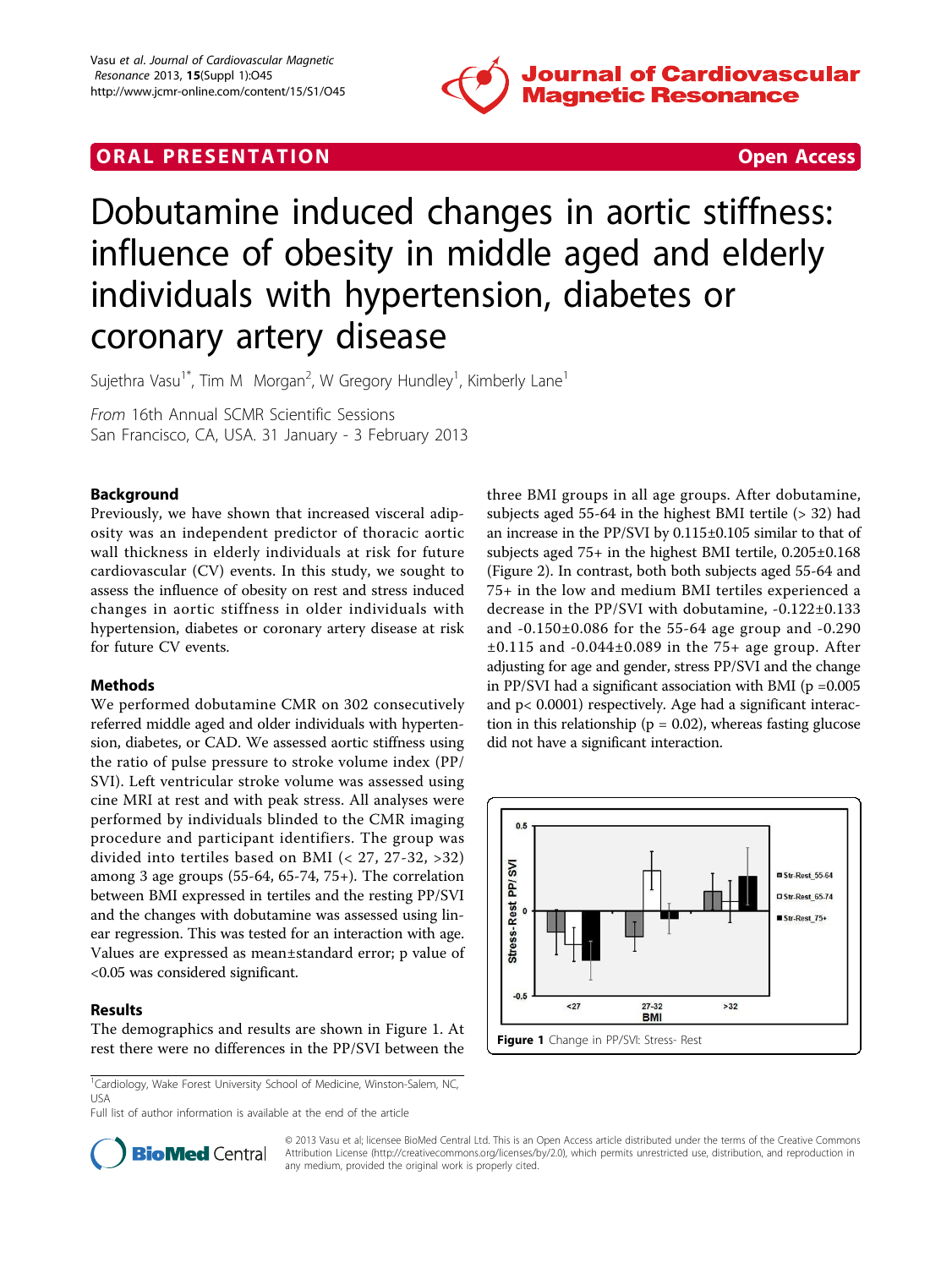ORAL PRESENTATION — Open Access

# Dobutamine induced changes in aortic stiffness: influence of obesity in middle aged and elderly individuals with hypertension, diabetes or coronary artery disease

Sujethra Vasu[1*], Tim M Morgan[2], W Gregory Hundley[1], Kimberly Lane[1]

*From* 16th Annual SCMR Scientific Sessions
San Francisco, CA, USA. 31 January - 3 February 2013

## Background

Previously, we have shown that increased visceral adiposity was an independent predictor of thoracic aortic wall thickness in elderly individuals at risk for future cardiovascular (CV) events. In this study, we sought to assess the influence of obesity on rest and stress induced changes in aortic stiffness in older individuals with hypertension, diabetes or coronary artery disease at risk for future CV events.

## Methods

We performed dobutamine CMR on 302 consecutively referred middle aged and older individuals with hypertension, diabetes, or CAD. We assessed aortic stiffness using the ratio of pulse pressure to stroke volume index (PP/SVI). Left ventricular stroke volume was assessed using cine MRI at rest and with peak stress. All analyses were performed by individuals blinded to the CMR imaging procedure and participant identifiers. The group was divided into tertiles based on BMI (< 27, 27-32, >32) among 3 age groups (55-64, 65-74, 75+). The correlation between BMI expressed in tertiles and the resting PP/SVI and the changes with dobutamine was assessed using linear regression. This was tested for an interaction with age. Values are expressed as mean±standard error; p value of <0.05 was considered significant.

## Results

The demographics and results are shown in Figure 1. At rest there were no differences in the PP/SVI between the three BMI groups in all age groups. After dobutamine, subjects aged 55-64 in the highest BMI tertile (> 32) had an increase in the PP/SVI by 0.115±0.105 similar to that of subjects aged 75+ in the highest BMI tertile, 0.205±0.168 (Figure 2). In contrast, both both subjects aged 55-64 and 75+ in the low and medium BMI tertiles experienced a decrease in the PP/SVI with dobutamine, -0.122±0.133 and -0.150±0.086 for the 55-64 age group and -0.290 ±0.115 and -0.044±0.089 in the 75+ age group. After adjusting for age and gender, stress PP/SVI and the change in PP/SVI had a significant association with BMI ($p = 0.005$ and $p < 0.0001$) respectively. Age had a significant interaction in this relationship ($p = 0.02$), whereas fasting glucose did not have a significant interaction.

Figure 1 Change in PP/SVI: Stress- Rest

[1]Cardiology, Wake Forest University School of Medicine, Winston-Salem, NC, USA
Full list of author information is available at the end of the article

© 2013 Vasu et al; licensee BioMed Central Ltd. This is an Open Access article distributed under the terms of the Creative Commons Attribution License (http://creativecommons.org/licenses/by/2.0), which permits unrestricted use, distribution, and reproduction in any medium, provided the original work is properly cited.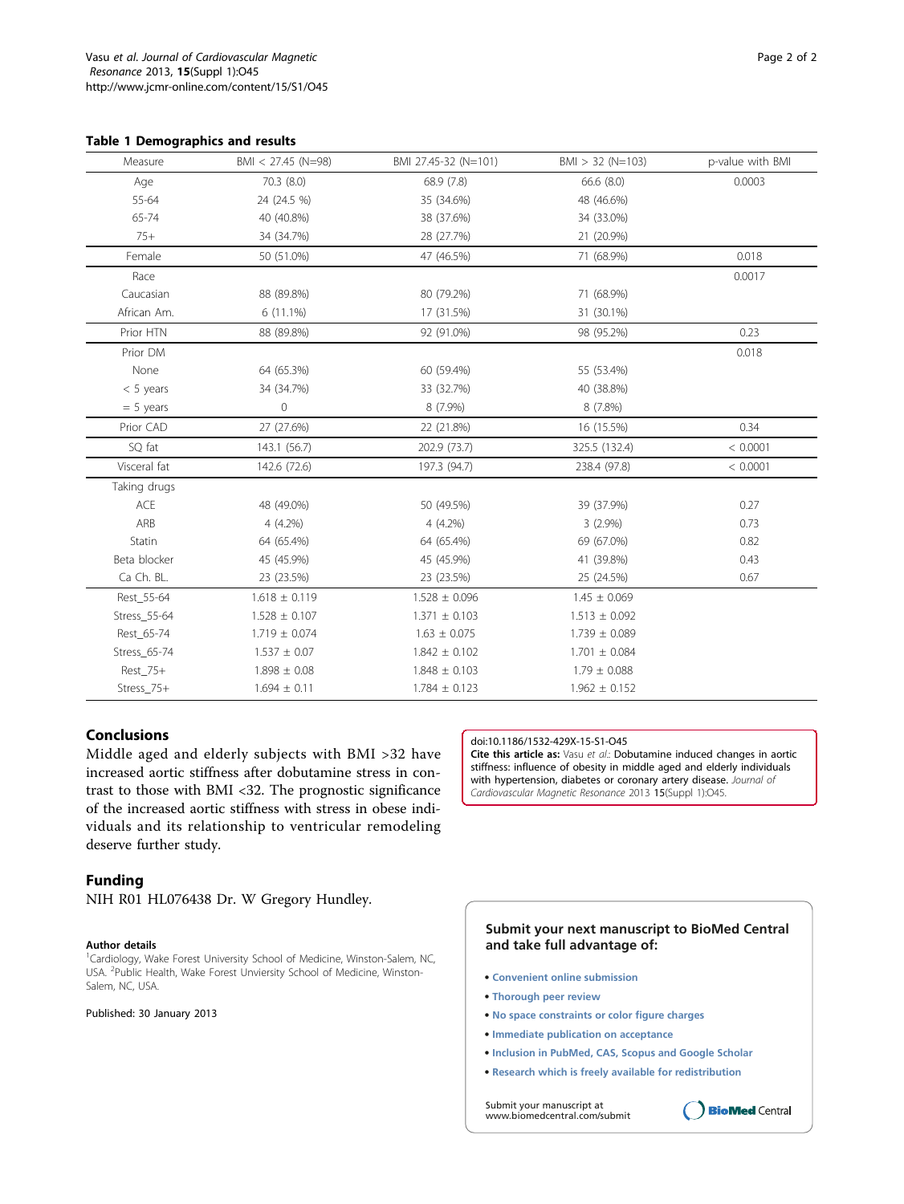**Table 1 Demographics and results**

| Measure | BMI < 27.45 (N=98) | BMI 27.45-32 (N=101) | BMI > 32 (N=103) | p-value with BMI |
|---|---|---|---|---|
| Age | 70.3 (8.0) | 68.9 (7.8) | 66.6 (8.0) | 0.0003 |
| 55-64 | 24 (24.5 %) | 35 (34.6%) | 48 (46.6%) | |
| 65-74 | 40 (40.8%) | 38 (37.6%) | 34 (33.0%) | |
| 75+ | 34 (34.7%) | 28 (27.7%) | 21 (20.9%) | |
| Female | 50 (51.0%) | 47 (46.5%) | 71 (68.9%) | 0.018 |
| Race | | | | 0.0017 |
| Caucasian | 88 (89.8%) | 80 (79.2%) | 71 (68.9%) | |
| African Am. | 6 (11.1%) | 17 (31.5%) | 31 (30.1%) | |
| Prior HTN | 88 (89.8%) | 92 (91.0%) | 98 (95.2%) | 0.23 |
| Prior DM | | | | 0.018 |
| None | 64 (65.3%) | 60 (59.4%) | 55 (53.4%) | |
| < 5 years | 34 (34.7%) | 33 (32.7%) | 40 (38.8%) | |
| = 5 years | 0 | 8 (7.9%) | 8 (7.8%) | |
| Prior CAD | 27 (27.6%) | 22 (21.8%) | 16 (15.5%) | 0.34 |
| SQ fat | 143.1 (56.7) | 202.9 (73.7) | 325.5 (132.4) | < 0.0001 |
| Visceral fat | 142.6 (72.6) | 197.3 (94.7) | 238.4 (97.8) | < 0.0001 |
| Taking drugs | | | | |
| ACE | 48 (49.0%) | 50 (49.5%) | 39 (37.9%) | 0.27 |
| ARB | 4 (4.2%) | 4 (4.2%) | 3 (2.9%) | 0.73 |
| Statin | 64 (65.4%) | 64 (65.4%) | 69 (67.0%) | 0.82 |
| Beta blocker | 45 (45.9%) | 45 (45.9%) | 41 (39.8%) | 0.43 |
| Ca Ch. BL. | 23 (23.5%) | 23 (23.5%) | 25 (24.5%) | 0.67 |
| Rest_55-64 | 1.618 ± 0.119 | 1.528 ± 0.096 | 1.45 ± 0.069 | |
| Stress_55-64 | 1.528 ± 0.107 | 1.371 ± 0.103 | 1.513 ± 0.092 | |
| Rest_65-74 | 1.719 ± 0.074 | 1.63 ± 0.075 | 1.739 ± 0.089 | |
| Stress_65-74 | 1.537 ± 0.07 | 1.842 ± 0.102 | 1.701 ± 0.084 | |
| Rest_75+ | 1.898 ± 0.08 | 1.848 ± 0.103 | 1.79 ± 0.088 | |
| Stress_75+ | 1.694 ± 0.11 | 1.784 ± 0.123 | 1.962 ± 0.152 | |

## Conclusions

Middle aged and elderly subjects with BMI >32 have increased aortic stiffness after dobutamine stress in contrast to those with BMI <32. The prognostic significance of the increased aortic stiffness with stress in obese individuals and its relationship to ventricular remodeling deserve further study.

## Funding

NIH R01 HL076438 Dr. W Gregory Hundley.

#### Author details

[1]Cardiology, Wake Forest University School of Medicine, Winston-Salem, NC, USA. [2]Public Health, Wake Forest Unviersity School of Medicine, Winston-Salem, NC, USA.

Published: 30 January 2013

doi:10.1186/1532-429X-15-S1-O45

**Cite this article as:** Vasu *et al.*: Dobutamine induced changes in aortic stiffness: influence of obesity in middle aged and elderly individuals with hypertension, diabetes or coronary artery disease. *Journal of Cardiovascular Magnetic Resonance* 2013 **15**(Suppl 1):O45.

**Submit your next manuscript to BioMed Central and take full advantage of:**

- Convenient online submission
- Thorough peer review
- No space constraints or color figure charges
- Immediate publication on acceptance
- Inclusion in PubMed, CAS, Scopus and Google Scholar
- Research which is freely available for redistribution

Submit your manuscript at www.biomedcentral.com/submit

BioMed Central